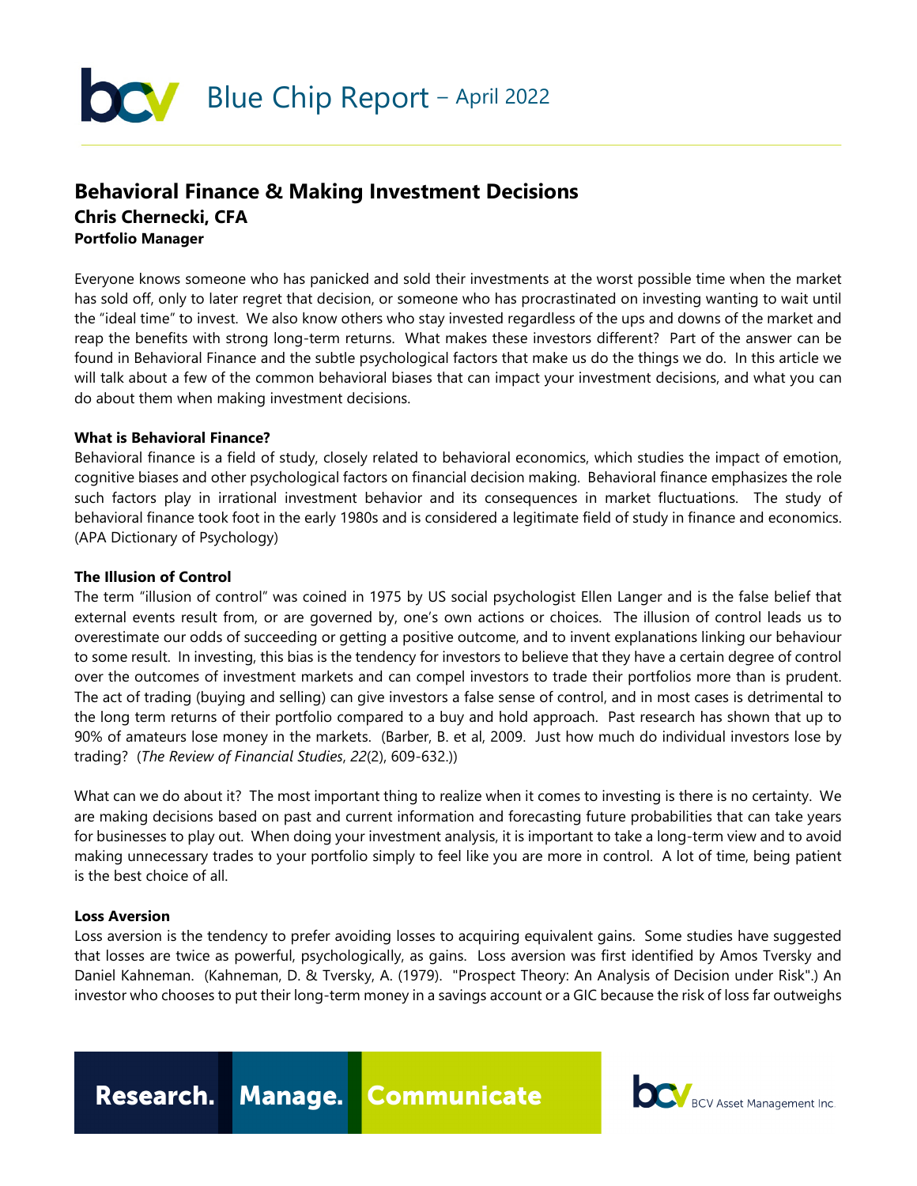# Blue Chip Report – April 2022

## Behavioral Finance & Making Investment Decisions

**Chris Chernecki, CFA**
**Portfolio Manager**

Everyone knows someone who has panicked and sold their investments at the worst possible time when the market has sold off, only to later regret that decision, or someone who has procrastinated on investing wanting to wait until the "ideal time" to invest. We also know others who stay invested regardless of the ups and downs of the market and reap the benefits with strong long-term returns. What makes these investors different? Part of the answer can be found in Behavioral Finance and the subtle psychological factors that make us do the things we do. In this article we will talk about a few of the common behavioral biases that can impact your investment decisions, and what you can do about them when making investment decisions.

**What is Behavioral Finance?**

Behavioral finance is a field of study, closely related to behavioral economics, which studies the impact of emotion, cognitive biases and other psychological factors on financial decision making. Behavioral finance emphasizes the role such factors play in irrational investment behavior and its consequences in market fluctuations. The study of behavioral finance took foot in the early 1980s and is considered a legitimate field of study in finance and economics. (APA Dictionary of Psychology)

**The Illusion of Control**

The term "illusion of control" was coined in 1975 by US social psychologist Ellen Langer and is the false belief that external events result from, or are governed by, one's own actions or choices. The illusion of control leads us to overestimate our odds of succeeding or getting a positive outcome, and to invent explanations linking our behaviour to some result. In investing, this bias is the tendency for investors to believe that they have a certain degree of control over the outcomes of investment markets and can compel investors to trade their portfolios more than is prudent. The act of trading (buying and selling) can give investors a false sense of control, and in most cases is detrimental to the long term returns of their portfolio compared to a buy and hold approach. Past research has shown that up to 90% of amateurs lose money in the markets. (Barber, B. et al, 2009. Just how much do individual investors lose by trading? (*The Review of Financial Studies*, *22*(2), 609-632.))

What can we do about it? The most important thing to realize when it comes to investing is there is no certainty. We are making decisions based on past and current information and forecasting future probabilities that can take years for businesses to play out. When doing your investment analysis, it is important to take a long-term view and to avoid making unnecessary trades to your portfolio simply to feel like you are more in control. A lot of time, being patient is the best choice of all.

**Loss Aversion**

Loss aversion is the tendency to prefer avoiding losses to acquiring equivalent gains. Some studies have suggested that losses are twice as powerful, psychologically, as gains. Loss aversion was first identified by Amos Tversky and Daniel Kahneman. (Kahneman, D. & Tversky, A. (1979). "Prospect Theory: An Analysis of Decision under Risk".) An investor who chooses to put their long-term money in a savings account or a GIC because the risk of loss far outweighs

Research. Manage. Communicate

BCV Asset Management Inc.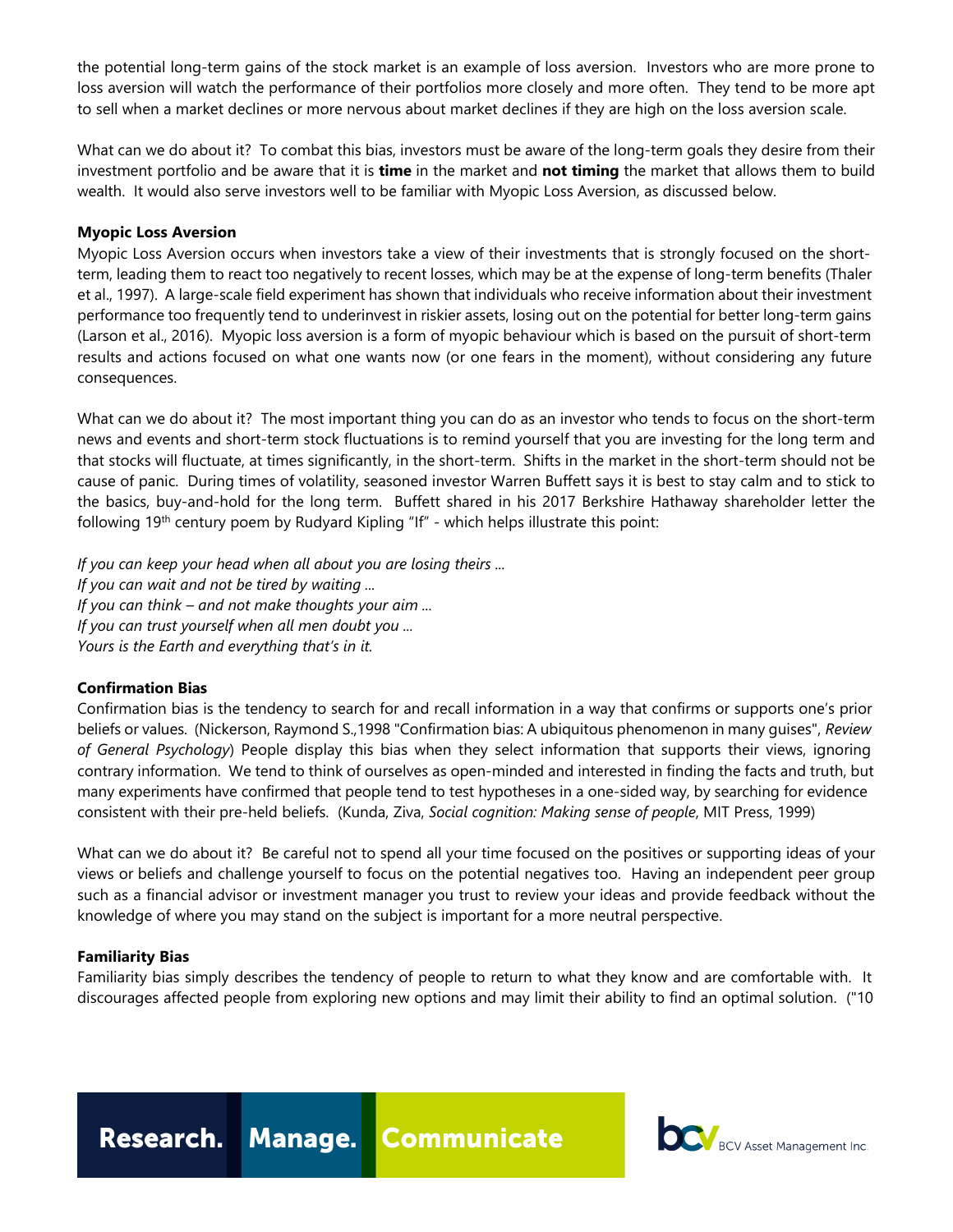the potential long-term gains of the stock market is an example of loss aversion. Investors who are more prone to loss aversion will watch the performance of their portfolios more closely and more often. They tend to be more apt to sell when a market declines or more nervous about market declines if they are high on the loss aversion scale.

What can we do about it? To combat this bias, investors must be aware of the long-term goals they desire from their investment portfolio and be aware that it is **time** in the market and **not timing** the market that allows them to build wealth. It would also serve investors well to be familiar with Myopic Loss Aversion, as discussed below.

**Myopic Loss Aversion**

Myopic Loss Aversion occurs when investors take a view of their investments that is strongly focused on the short-term, leading them to react too negatively to recent losses, which may be at the expense of long-term benefits (Thaler et al., 1997). A large-scale field experiment has shown that individuals who receive information about their investment performance too frequently tend to underinvest in riskier assets, losing out on the potential for better long-term gains (Larson et al., 2016). Myopic loss aversion is a form of myopic behaviour which is based on the pursuit of short-term results and actions focused on what one wants now (or one fears in the moment), without considering any future consequences.

What can we do about it? The most important thing you can do as an investor who tends to focus on the short-term news and events and short-term stock fluctuations is to remind yourself that you are investing for the long term and that stocks will fluctuate, at times significantly, in the short-term. Shifts in the market in the short-term should not be cause of panic. During times of volatility, seasoned investor Warren Buffett says it is best to stay calm and to stick to the basics, buy-and-hold for the long term. Buffett shared in his 2017 Berkshire Hathaway shareholder letter the following 19th century poem by Rudyard Kipling "If" - which helps illustrate this point:

*If you can keep your head when all about you are losing theirs ...*
*If you can wait and not be tired by waiting ...*
*If you can think – and not make thoughts your aim ...*
*If you can trust yourself when all men doubt you ...*
*Yours is the Earth and everything that's in it.*

**Confirmation Bias**

Confirmation bias is the tendency to search for and recall information in a way that confirms or supports one's prior beliefs or values. (Nickerson, Raymond S.,1998 "Confirmation bias: A ubiquitous phenomenon in many guises", *Review of General Psychology*) People display this bias when they select information that supports their views, ignoring contrary information. We tend to think of ourselves as open-minded and interested in finding the facts and truth, but many experiments have confirmed that people tend to test hypotheses in a one-sided way, by searching for evidence consistent with their pre-held beliefs. (Kunda, Ziva, *Social cognition: Making sense of people*, MIT Press, 1999)

What can we do about it? Be careful not to spend all your time focused on the positives or supporting ideas of your views or beliefs and challenge yourself to focus on the potential negatives too. Having an independent peer group such as a financial advisor or investment manager you trust to review your ideas and provide feedback without the knowledge of where you may stand on the subject is important for a more neutral perspective.

**Familiarity Bias**

Familiarity bias simply describes the tendency of people to return to what they know and are comfortable with. It discourages affected people from exploring new options and may limit their ability to find an optimal solution. ("10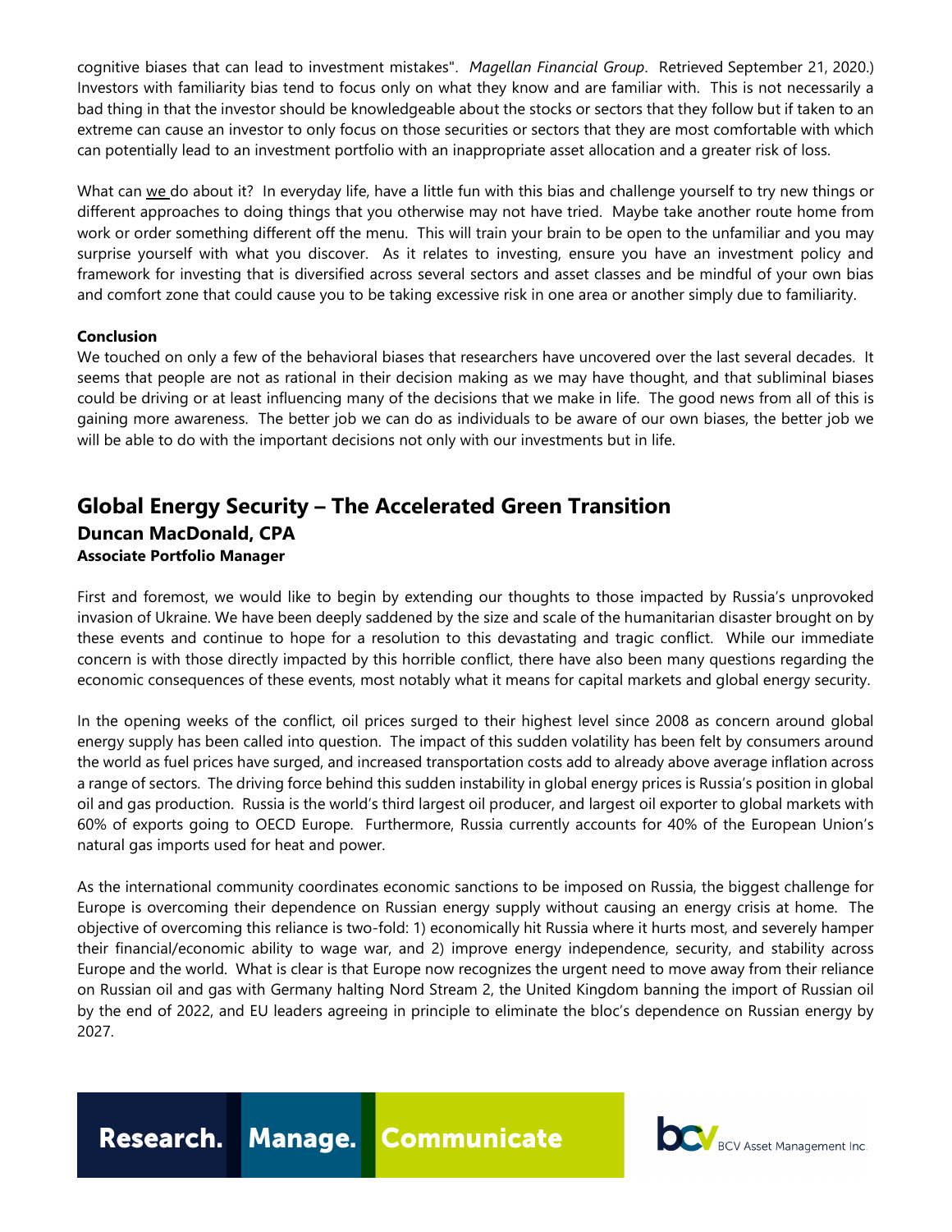cognitive biases that can lead to investment mistakes". *Magellan Financial Group*. Retrieved September 21, 2020.) Investors with familiarity bias tend to focus only on what they know and are familiar with. This is not necessarily a bad thing in that the investor should be knowledgeable about the stocks or sectors that they follow but if taken to an extreme can cause an investor to only focus on those securities or sectors that they are most comfortable with which can potentially lead to an investment portfolio with an inappropriate asset allocation and a greater risk of loss.

What can we do about it? In everyday life, have a little fun with this bias and challenge yourself to try new things or different approaches to doing things that you otherwise may not have tried. Maybe take another route home from work or order something different off the menu. This will train your brain to be open to the unfamiliar and you may surprise yourself with what you discover. As it relates to investing, ensure you have an investment policy and framework for investing that is diversified across several sectors and asset classes and be mindful of your own bias and comfort zone that could cause you to be taking excessive risk in one area or another simply due to familiarity.

**Conclusion**

We touched on only a few of the behavioral biases that researchers have uncovered over the last several decades. It seems that people are not as rational in their decision making as we may have thought, and that subliminal biases could be driving or at least influencing many of the decisions that we make in life. The good news from all of this is gaining more awareness. The better job we can do as individuals to be aware of our own biases, the better job we will be able to do with the important decisions not only with our investments but in life.

## Global Energy Security – The Accelerated Green Transition

### Duncan MacDonald, CPA

**Associate Portfolio Manager**

First and foremost, we would like to begin by extending our thoughts to those impacted by Russia's unprovoked invasion of Ukraine. We have been deeply saddened by the size and scale of the humanitarian disaster brought on by these events and continue to hope for a resolution to this devastating and tragic conflict. While our immediate concern is with those directly impacted by this horrible conflict, there have also been many questions regarding the economic consequences of these events, most notably what it means for capital markets and global energy security.

In the opening weeks of the conflict, oil prices surged to their highest level since 2008 as concern around global energy supply has been called into question. The impact of this sudden volatility has been felt by consumers around the world as fuel prices have surged, and increased transportation costs add to already above average inflation across a range of sectors. The driving force behind this sudden instability in global energy prices is Russia's position in global oil and gas production. Russia is the world's third largest oil producer, and largest oil exporter to global markets with 60% of exports going to OECD Europe. Furthermore, Russia currently accounts for 40% of the European Union's natural gas imports used for heat and power.

As the international community coordinates economic sanctions to be imposed on Russia, the biggest challenge for Europe is overcoming their dependence on Russian energy supply without causing an energy crisis at home. The objective of overcoming this reliance is two-fold: 1) economically hit Russia where it hurts most, and severely hamper their financial/economic ability to wage war, and 2) improve energy independence, security, and stability across Europe and the world. What is clear is that Europe now recognizes the urgent need to move away from their reliance on Russian oil and gas with Germany halting Nord Stream 2, the United Kingdom banning the import of Russian oil by the end of 2022, and EU leaders agreeing in principle to eliminate the bloc's dependence on Russian energy by 2027.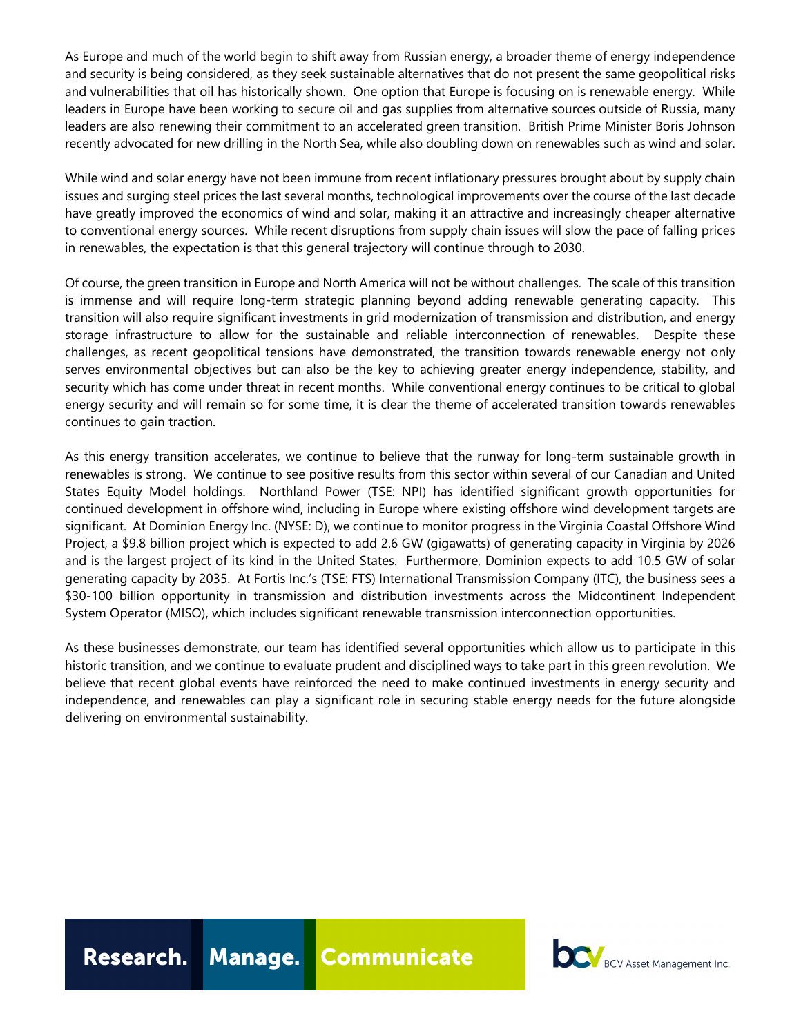As Europe and much of the world begin to shift away from Russian energy, a broader theme of energy independence and security is being considered, as they seek sustainable alternatives that do not present the same geopolitical risks and vulnerabilities that oil has historically shown. One option that Europe is focusing on is renewable energy. While leaders in Europe have been working to secure oil and gas supplies from alternative sources outside of Russia, many leaders are also renewing their commitment to an accelerated green transition. British Prime Minister Boris Johnson recently advocated for new drilling in the North Sea, while also doubling down on renewables such as wind and solar.

While wind and solar energy have not been immune from recent inflationary pressures brought about by supply chain issues and surging steel prices the last several months, technological improvements over the course of the last decade have greatly improved the economics of wind and solar, making it an attractive and increasingly cheaper alternative to conventional energy sources. While recent disruptions from supply chain issues will slow the pace of falling prices in renewables, the expectation is that this general trajectory will continue through to 2030.

Of course, the green transition in Europe and North America will not be without challenges. The scale of this transition is immense and will require long-term strategic planning beyond adding renewable generating capacity. This transition will also require significant investments in grid modernization of transmission and distribution, and energy storage infrastructure to allow for the sustainable and reliable interconnection of renewables. Despite these challenges, as recent geopolitical tensions have demonstrated, the transition towards renewable energy not only serves environmental objectives but can also be the key to achieving greater energy independence, stability, and security which has come under threat in recent months. While conventional energy continues to be critical to global energy security and will remain so for some time, it is clear the theme of accelerated transition towards renewables continues to gain traction.

As this energy transition accelerates, we continue to believe that the runway for long-term sustainable growth in renewables is strong. We continue to see positive results from this sector within several of our Canadian and United States Equity Model holdings. Northland Power (TSE: NPI) has identified significant growth opportunities for continued development in offshore wind, including in Europe where existing offshore wind development targets are significant. At Dominion Energy Inc. (NYSE: D), we continue to monitor progress in the Virginia Coastal Offshore Wind Project, a $9.8 billion project which is expected to add 2.6 GW (gigawatts) of generating capacity in Virginia by 2026 and is the largest project of its kind in the United States. Furthermore, Dominion expects to add 10.5 GW of solar generating capacity by 2035. At Fortis Inc.'s (TSE: FTS) International Transmission Company (ITC), the business sees a $30-100 billion opportunity in transmission and distribution investments across the Midcontinent Independent System Operator (MISO), which includes significant renewable transmission interconnection opportunities.

As these businesses demonstrate, our team has identified several opportunities which allow us to participate in this historic transition, and we continue to evaluate prudent and disciplined ways to take part in this green revolution. We believe that recent global events have reinforced the need to make continued investments in energy security and independence, and renewables can play a significant role in securing stable energy needs for the future alongside delivering on environmental sustainability.